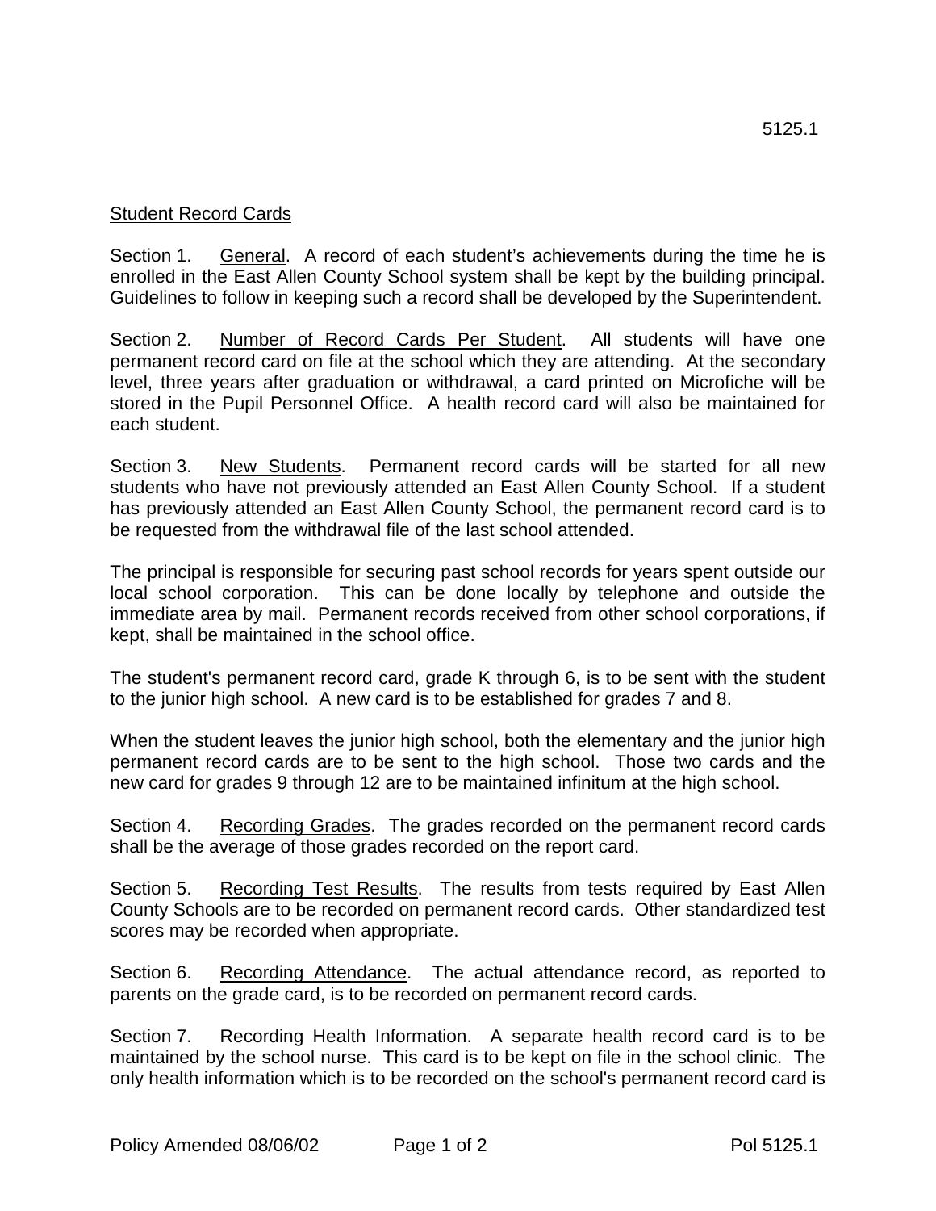5125.1

## Student Record Cards

Section 1. General. A record of each student's achievements during the time he is enrolled in the East Allen County School system shall be kept by the building principal. Guidelines to follow in keeping such a record shall be developed by the Superintendent.

Section 2. Number of Record Cards Per Student. All students will have one permanent record card on file at the school which they are attending. At the secondary level, three years after graduation or withdrawal, a card printed on Microfiche will be stored in the Pupil Personnel Office. A health record card will also be maintained for each student.

Section 3. New Students. Permanent record cards will be started for all new students who have not previously attended an East Allen County School. If a student has previously attended an East Allen County School, the permanent record card is to be requested from the withdrawal file of the last school attended.

The principal is responsible for securing past school records for years spent outside our local school corporation. This can be done locally by telephone and outside the immediate area by mail. Permanent records received from other school corporations, if kept, shall be maintained in the school office.

The student's permanent record card, grade K through 6, is to be sent with the student to the junior high school. A new card is to be established for grades 7 and 8.

When the student leaves the junior high school, both the elementary and the junior high permanent record cards are to be sent to the high school. Those two cards and the new card for grades 9 through 12 are to be maintained infinitum at the high school.

Section 4. Recording Grades. The grades recorded on the permanent record cards shall be the average of those grades recorded on the report card.

Section 5. Recording Test Results. The results from tests required by East Allen County Schools are to be recorded on permanent record cards. Other standardized test scores may be recorded when appropriate.

Section 6. Recording Attendance. The actual attendance record, as reported to parents on the grade card, is to be recorded on permanent record cards.

Section 7. Recording Health Information. A separate health record card is to be maintained by the school nurse. This card is to be kept on file in the school clinic. The only health information which is to be recorded on the school's permanent record card is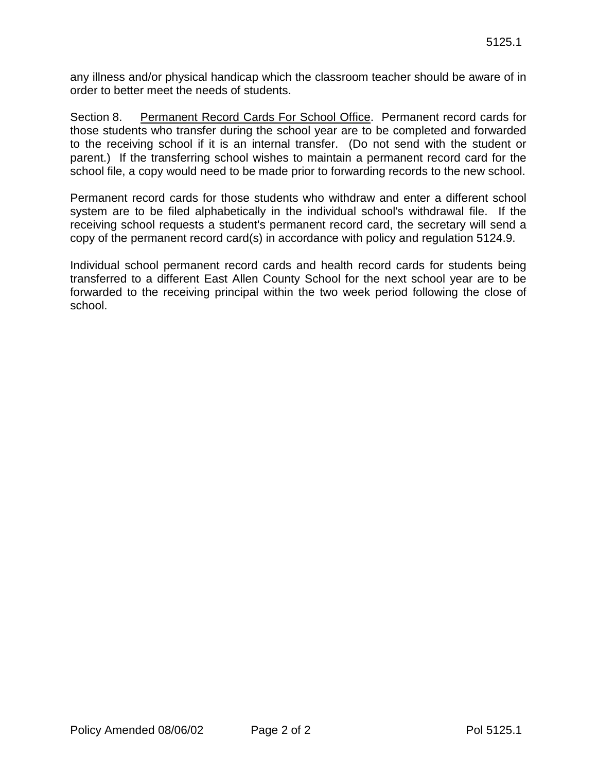any illness and/or physical handicap which the classroom teacher should be aware of in order to better meet the needs of students.

Section 8. Permanent Record Cards For School Office. Permanent record cards for those students who transfer during the school year are to be completed and forwarded to the receiving school if it is an internal transfer. (Do not send with the student or parent.) If the transferring school wishes to maintain a permanent record card for the school file, a copy would need to be made prior to forwarding records to the new school.

Permanent record cards for those students who withdraw and enter a different school system are to be filed alphabetically in the individual school's withdrawal file. If the receiving school requests a student's permanent record card, the secretary will send a copy of the permanent record card(s) in accordance with policy and regulation 5124.9.

Individual school permanent record cards and health record cards for students being transferred to a different East Allen County School for the next school year are to be forwarded to the receiving principal within the two week period following the close of school.

Policy Amended 08/06/02